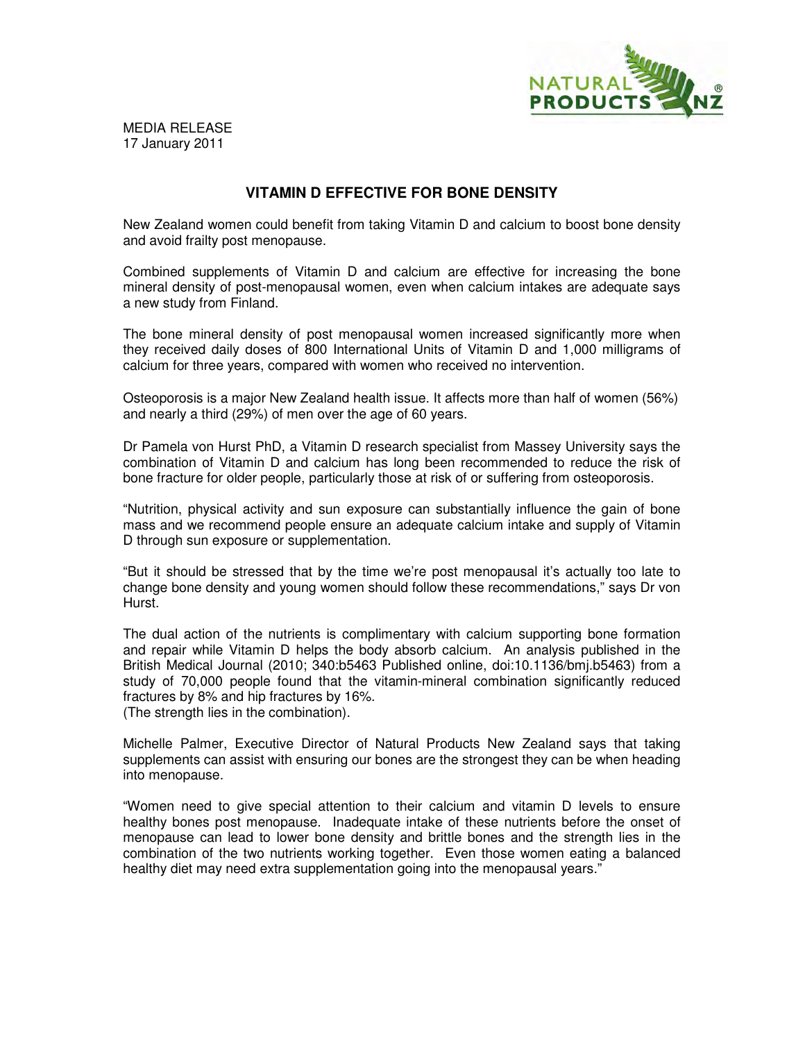MEDIA RELEASE
17 January 2011

## VITAMIN D EFFECTIVE FOR BONE DENSITY

New Zealand women could benefit from taking Vitamin D and calcium to boost bone density and avoid frailty post menopause.

Combined supplements of Vitamin D and calcium are effective for increasing the bone mineral density of post-menopausal women, even when calcium intakes are adequate says a new study from Finland.

The bone mineral density of post menopausal women increased significantly more when they received daily doses of 800 International Units of Vitamin D and 1,000 milligrams of calcium for three years, compared with women who received no intervention.

Osteoporosis is a major New Zealand health issue. It affects more than half of women (56%) and nearly a third (29%) of men over the age of 60 years.

Dr Pamela von Hurst PhD, a Vitamin D research specialist from Massey University says the combination of Vitamin D and calcium has long been recommended to reduce the risk of bone fracture for older people, particularly those at risk of or suffering from osteoporosis.

"Nutrition, physical activity and sun exposure can substantially influence the gain of bone mass and we recommend people ensure an adequate calcium intake and supply of Vitamin D through sun exposure or supplementation.

"But it should be stressed that by the time we're post menopausal it's actually too late to change bone density and young women should follow these recommendations," says Dr von Hurst.

The dual action of the nutrients is complimentary with calcium supporting bone formation and repair while Vitamin D helps the body absorb calcium. An analysis published in the British Medical Journal (2010; 340:b5463 Published online, doi:10.1136/bmj.b5463) from a study of 70,000 people found that the vitamin-mineral combination significantly reduced fractures by 8% and hip fractures by 16%.
(The strength lies in the combination).

Michelle Palmer, Executive Director of Natural Products New Zealand says that taking supplements can assist with ensuring our bones are the strongest they can be when heading into menopause.

"Women need to give special attention to their calcium and vitamin D levels to ensure healthy bones post menopause. Inadequate intake of these nutrients before the onset of menopause can lead to lower bone density and brittle bones and the strength lies in the combination of the two nutrients working together. Even those women eating a balanced healthy diet may need extra supplementation going into the menopausal years."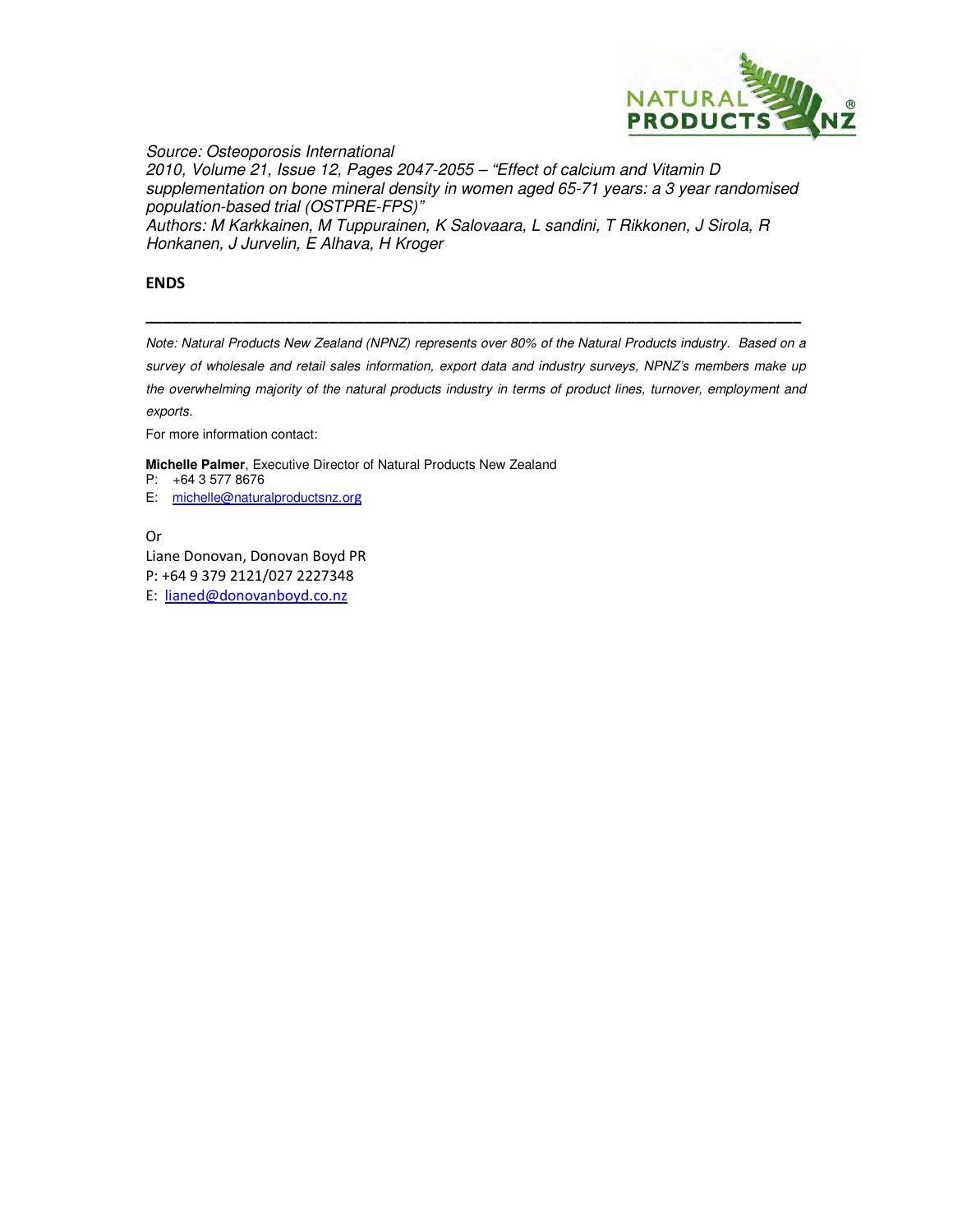*Source: Osteoporosis International*
*2010, Volume 21, Issue 12, Pages 2047-2055 – "Effect of calcium and Vitamin D supplementation on bone mineral density in women aged 65-71 years: a 3 year randomised population-based trial (OSTPRE-FPS)"*
*Authors: M Karkkainen, M Tuppurainen, K Salovaara, L sandini, T Rikkonen, J Sirola, R Honkanen, J Jurvelin, E Alhava, H Kroger*

**ENDS**

---

*Note: Natural Products New Zealand (NPNZ) represents over 80% of the Natural Products industry. Based on a survey of wholesale and retail sales information, export data and industry surveys, NPNZ's members make up the overwhelming majority of the natural products industry in terms of product lines, turnover, employment and exports.*

For more information contact:

**Michelle Palmer**, Executive Director of Natural Products New Zealand
P: +64 3 577 8676
E: michelle@naturalproductsnz.org

Or
Liane Donovan, Donovan Boyd PR
P: +64 9 379 2121/027 2227348
E: lianed@donovanboyd.co.nz